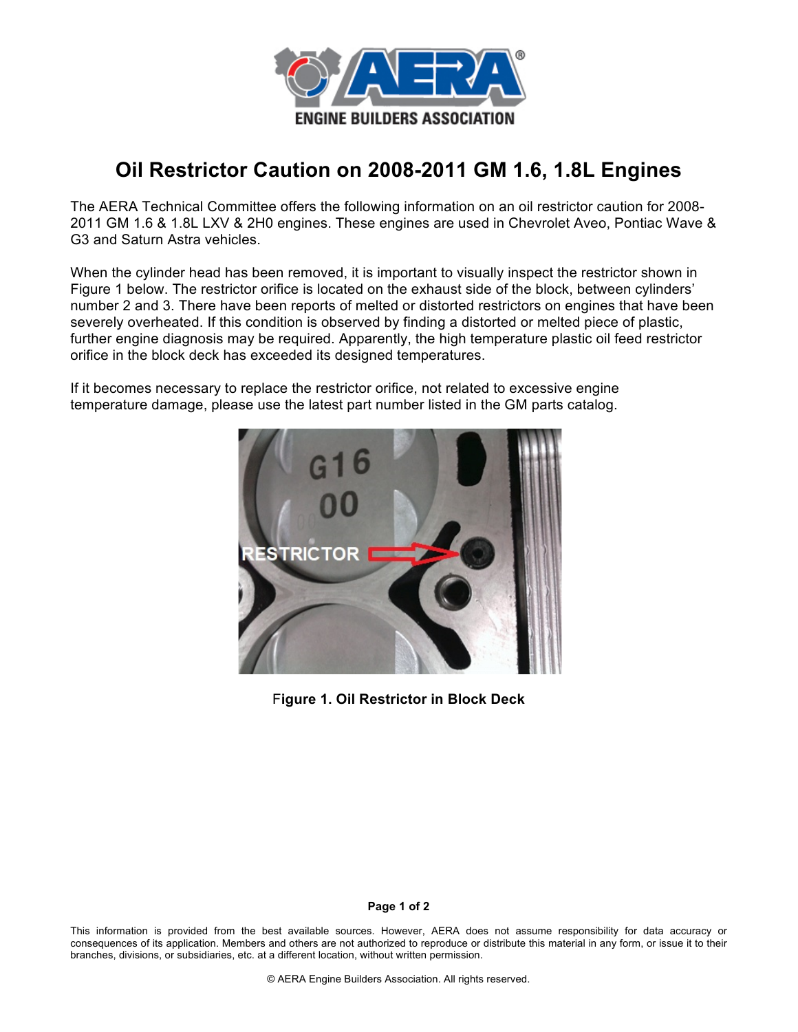# Oil Restrictor Caution on 2008-2011 GM 1.6, 1.8L Engines

The AERA Technical Committee offers the following information on an oil restrictor caution for 2008-2011 GM 1.6 & 1.8L LXV & 2H0 engines. These engines are used in Chevrolet Aveo, Pontiac Wave & G3 and Saturn Astra vehicles.

When the cylinder head has been removed, it is important to visually inspect the restrictor shown in Figure 1 below. The restrictor orifice is located on the exhaust side of the block, between cylinders' number 2 and 3. There have been reports of melted or distorted restrictors on engines that have been severely overheated. If this condition is observed by finding a distorted or melted piece of plastic, further engine diagnosis may be required. Apparently, the high temperature plastic oil feed restrictor orifice in the block deck has exceeded its designed temperatures.

If it becomes necessary to replace the restrictor orifice, not related to excessive engine temperature damage, please use the latest part number listed in the GM parts catalog.

**Figure 1. Oil Restrictor in Block Deck**

This information is provided from the best available sources. However, AERA does not assume responsibility for data accuracy or consequences of its application. Members and others are not authorized to reproduce or distribute this material in any form, or issue it to their branches, divisions, or subsidiaries, etc. at a different location, without written permission.

© AERA Engine Builders Association. All rights reserved.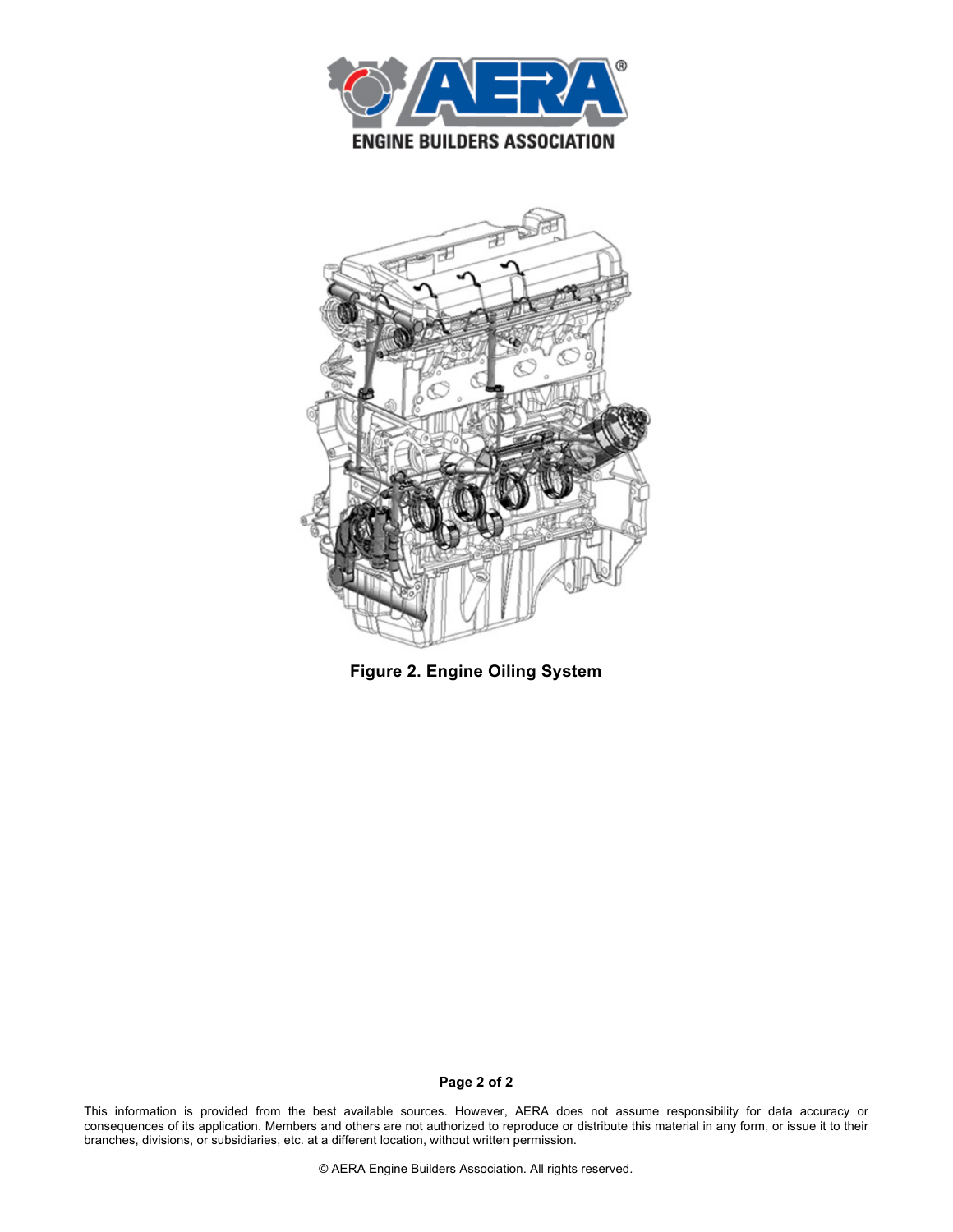**Figure 2. Engine Oiling System**

This information is provided from the best available sources. However, AERA does not assume responsibility for data accuracy or consequences of its application. Members and others are not authorized to reproduce or distribute this material in any form, or issue it to their branches, divisions, or subsidiaries, etc. at a different location, without written permission.

© AERA Engine Builders Association. All rights reserved.